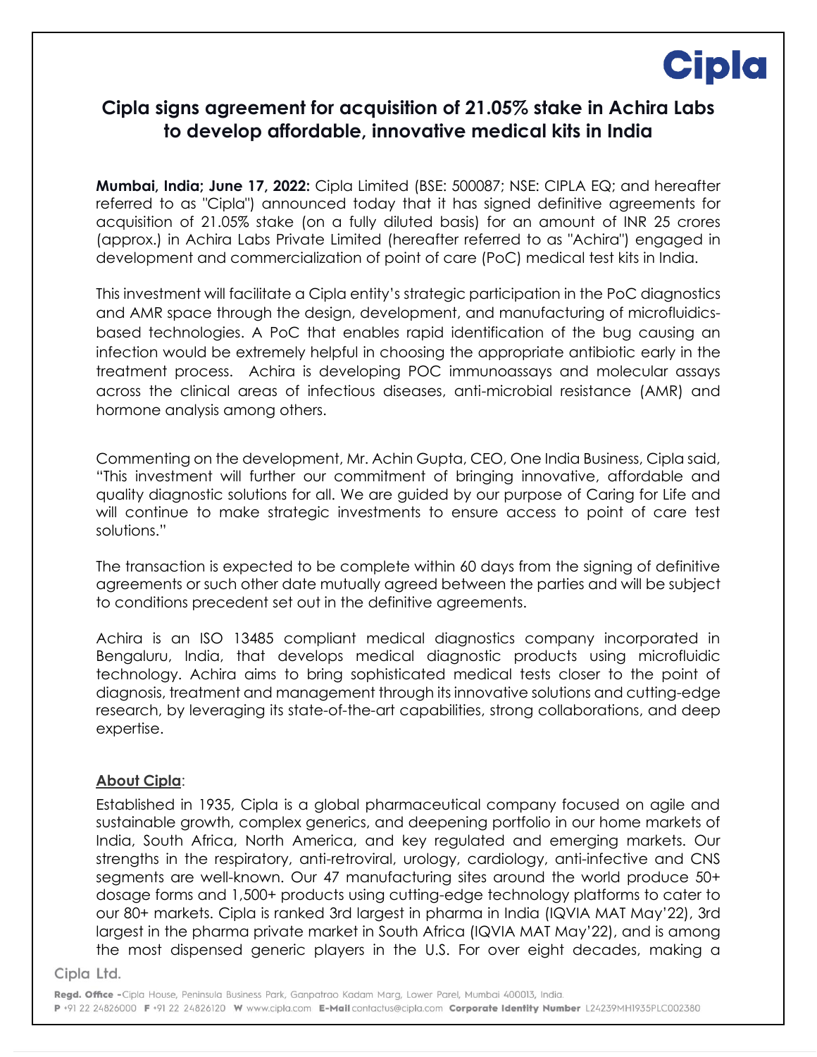# Cipla signs agreement for acquisition of 21.05% stake in Achira Labs to develop affordable, innovative medical kits in India

**Mumbai, India; June 17, 2022:** Cipla Limited (BSE: 500087; NSE: CIPLA EQ; and hereafter referred to as "Cipla") announced today that it has signed definitive agreements for acquisition of 21.05% stake (on a fully diluted basis) for an amount of INR 25 crores (approx.) in Achira Labs Private Limited (hereafter referred to as "Achira") engaged in development and commercialization of point of care (PoC) medical test kits in India.

This investment will facilitate a Cipla entity's strategic participation in the PoC diagnostics and AMR space through the design, development, and manufacturing of microfluidics-based technologies. A PoC that enables rapid identification of the bug causing an infection would be extremely helpful in choosing the appropriate antibiotic early in the treatment process. Achira is developing POC immunoassays and molecular assays across the clinical areas of infectious diseases, anti-microbial resistance (AMR) and hormone analysis among others.

Commenting on the development, Mr. Achin Gupta, CEO, One India Business, Cipla said, "This investment will further our commitment of bringing innovative, affordable and quality diagnostic solutions for all. We are guided by our purpose of Caring for Life and will continue to make strategic investments to ensure access to point of care test solutions."

The transaction is expected to be complete within 60 days from the signing of definitive agreements or such other date mutually agreed between the parties and will be subject to conditions precedent set out in the definitive agreements.

Achira is an ISO 13485 compliant medical diagnostics company incorporated in Bengaluru, India, that develops medical diagnostic products using microfluidic technology. Achira aims to bring sophisticated medical tests closer to the point of diagnosis, treatment and management through its innovative solutions and cutting-edge research, by leveraging its state-of-the-art capabilities, strong collaborations, and deep expertise.

**About Cipla**:

Established in 1935, Cipla is a global pharmaceutical company focused on agile and sustainable growth, complex generics, and deepening portfolio in our home markets of India, South Africa, North America, and key regulated and emerging markets. Our strengths in the respiratory, anti-retroviral, urology, cardiology, anti-infective and CNS segments are well-known. Our 47 manufacturing sites around the world produce 50+ dosage forms and 1,500+ products using cutting-edge technology platforms to cater to our 80+ markets. Cipla is ranked 3rd largest in pharma in India (IQVIA MAT May'22), 3rd largest in the pharma private market in South Africa (IQVIA MAT May'22), and is among the most dispensed generic players in the U.S. For over eight decades, making a

Cipla Ltd.

**Regd. Office -** Cipla House, Peninsula Business Park, Ganpatrao Kadam Marg, Lower Parel, Mumbai 400013, India.
**P** +91 22 24826000 **F** +91 22 24826120 **W** www.cipla.com **E-Mail** contactus@cipla.com **Corporate Identity Number** L24239MH1935PLC002380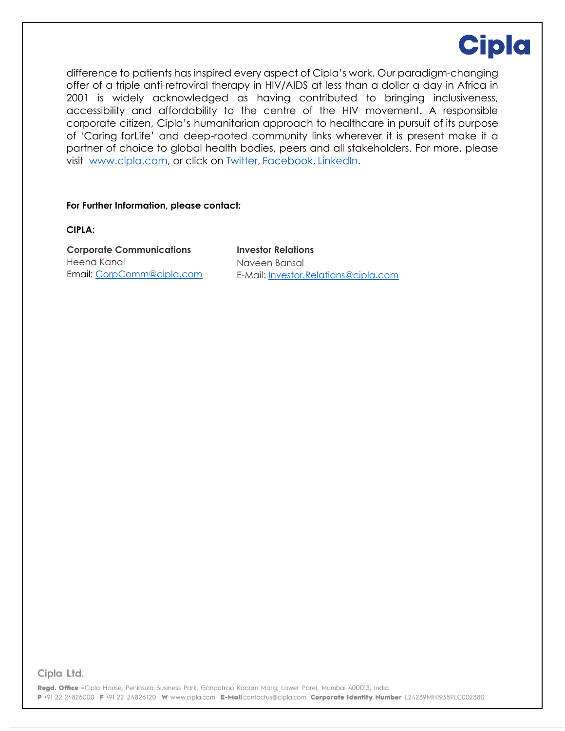difference to patients has inspired every aspect of Cipla's work. Our paradigm-changing offer of a triple anti-retroviral therapy in HIV/AIDS at less than a dollar a day in Africa in 2001 is widely acknowledged as having contributed to bringing inclusiveness, accessibility and affordability to the centre of the HIV movement. A responsible corporate citizen, Cipla's humanitarian approach to healthcare in pursuit of its purpose of 'Caring forLife' and deep-rooted community links wherever it is present make it a partner of choice to global health bodies, peers and all stakeholders. For more, please visit www.cipla.com, or click on Twitter, Facebook, LinkedIn.

**For Further Information, please contact:**

**CIPLA:**

**Corporate Communications**
Heena Kanal
Email: CorpComm@cipla.com

**Investor Relations**
Naveen Bansal
E-Mail: Investor.Relations@cipla.com

Cipla Ltd.

**Regd. Office** -Cipla House, Peninsula Business Park, Ganpatrao Kadam Marg, Lower Parel, Mumbai 400013, India.
**P** +91 22 24826000 **F** +91 22 24826120 **W** www.cipla.com **E-Mail** contactus@cipla.com **Corporate Identity Number** L24239MH1935PLC002380